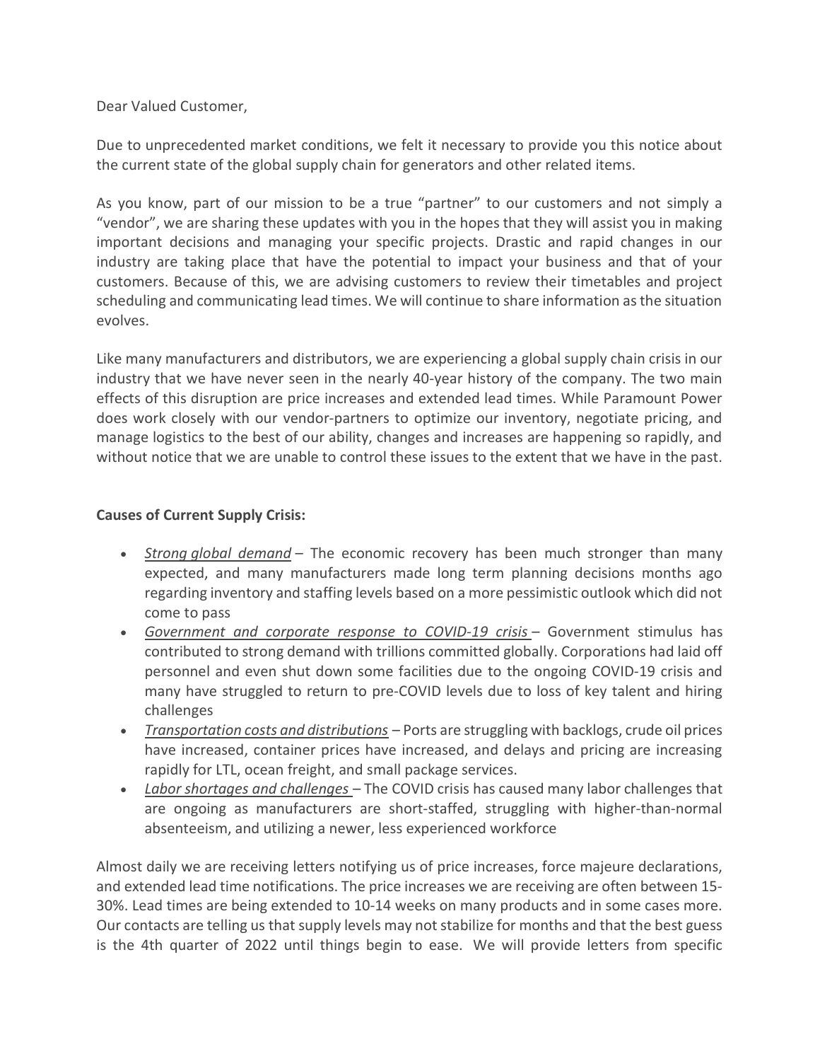Dear Valued Customer,

Due to unprecedented market conditions, we felt it necessary to provide you this notice about the current state of the global supply chain for generators and other related items.

As you know, part of our mission to be a true "partner" to our customers and not simply a "vendor", we are sharing these updates with you in the hopes that they will assist you in making important decisions and managing your specific projects. Drastic and rapid changes in our industry are taking place that have the potential to impact your business and that of your customers. Because of this, we are advising customers to review their timetables and project scheduling and communicating lead times. We will continue to share information as the situation evolves.

Like many manufacturers and distributors, we are experiencing a global supply chain crisis in our industry that we have never seen in the nearly 40-year history of the company. The two main effects of this disruption are price increases and extended lead times. While Paramount Power does work closely with our vendor-partners to optimize our inventory, negotiate pricing, and manage logistics to the best of our ability, changes and increases are happening so rapidly, and without notice that we are unable to control these issues to the extent that we have in the past.

**Causes of Current Supply Crisis:**

- <u>*Strong global demand*</u> – The economic recovery has been much stronger than many expected, and many manufacturers made long term planning decisions months ago regarding inventory and staffing levels based on a more pessimistic outlook which did not come to pass
- <u>*Government and corporate response to COVID-19 crisis*</u> – Government stimulus has contributed to strong demand with trillions committed globally. Corporations had laid off personnel and even shut down some facilities due to the ongoing COVID-19 crisis and many have struggled to return to pre-COVID levels due to loss of key talent and hiring challenges
- <u>*Transportation costs and distributions*</u> – Ports are struggling with backlogs, crude oil prices have increased, container prices have increased, and delays and pricing are increasing rapidly for LTL, ocean freight, and small package services.
- <u>*Labor shortages and challenges*</u> – The COVID crisis has caused many labor challenges that are ongoing as manufacturers are short-staffed, struggling with higher-than-normal absenteeism, and utilizing a newer, less experienced workforce

Almost daily we are receiving letters notifying us of price increases, force majeure declarations, and extended lead time notifications. The price increases we are receiving are often between 15-30%. Lead times are being extended to 10-14 weeks on many products and in some cases more. Our contacts are telling us that supply levels may not stabilize for months and that the best guess is the 4th quarter of 2022 until things begin to ease. We will provide letters from specific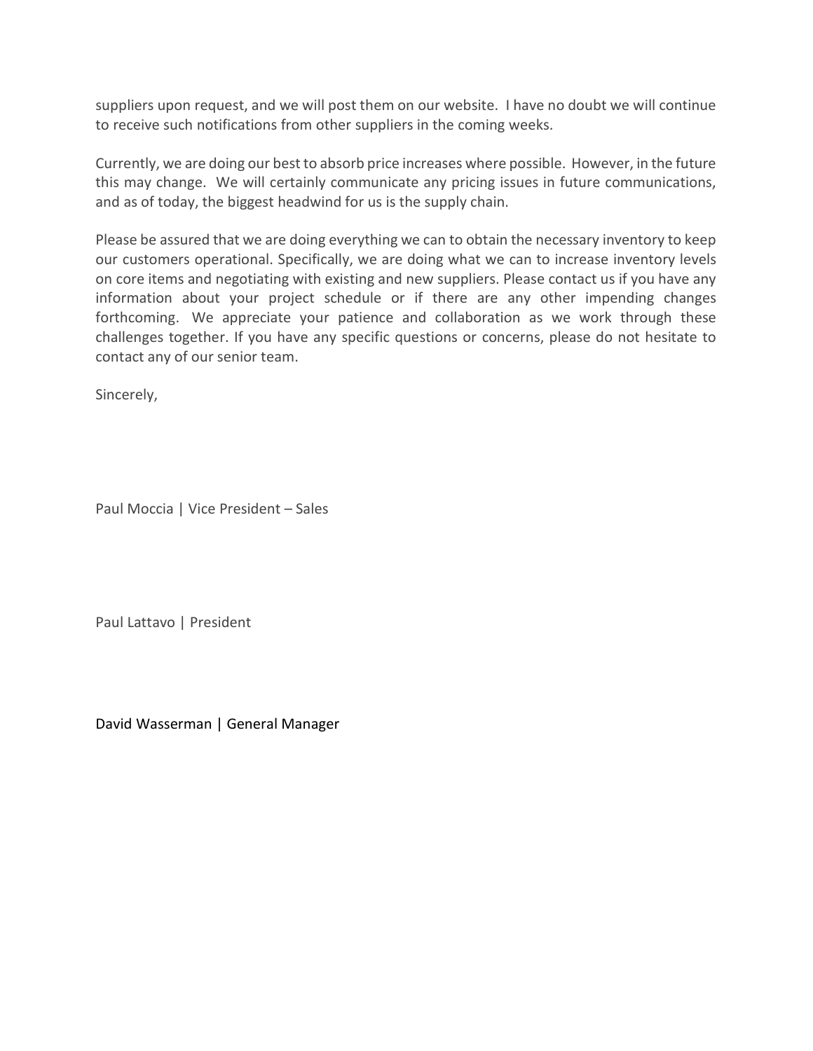suppliers upon request, and we will post them on our website. I have no doubt we will continue to receive such notifications from other suppliers in the coming weeks.

Currently, we are doing our best to absorb price increases where possible. However, in the future this may change. We will certainly communicate any pricing issues in future communications, and as of today, the biggest headwind for us is the supply chain.

Please be assured that we are doing everything we can to obtain the necessary inventory to keep our customers operational. Specifically, we are doing what we can to increase inventory levels on core items and negotiating with existing and new suppliers. Please contact us if you have any information about your project schedule or if there are any other impending changes forthcoming. We appreciate your patience and collaboration as we work through these challenges together. If you have any specific questions or concerns, please do not hesitate to contact any of our senior team.

Sincerely,

Paul Moccia | Vice President – Sales

Paul Lattavo | President

David Wasserman | General Manager